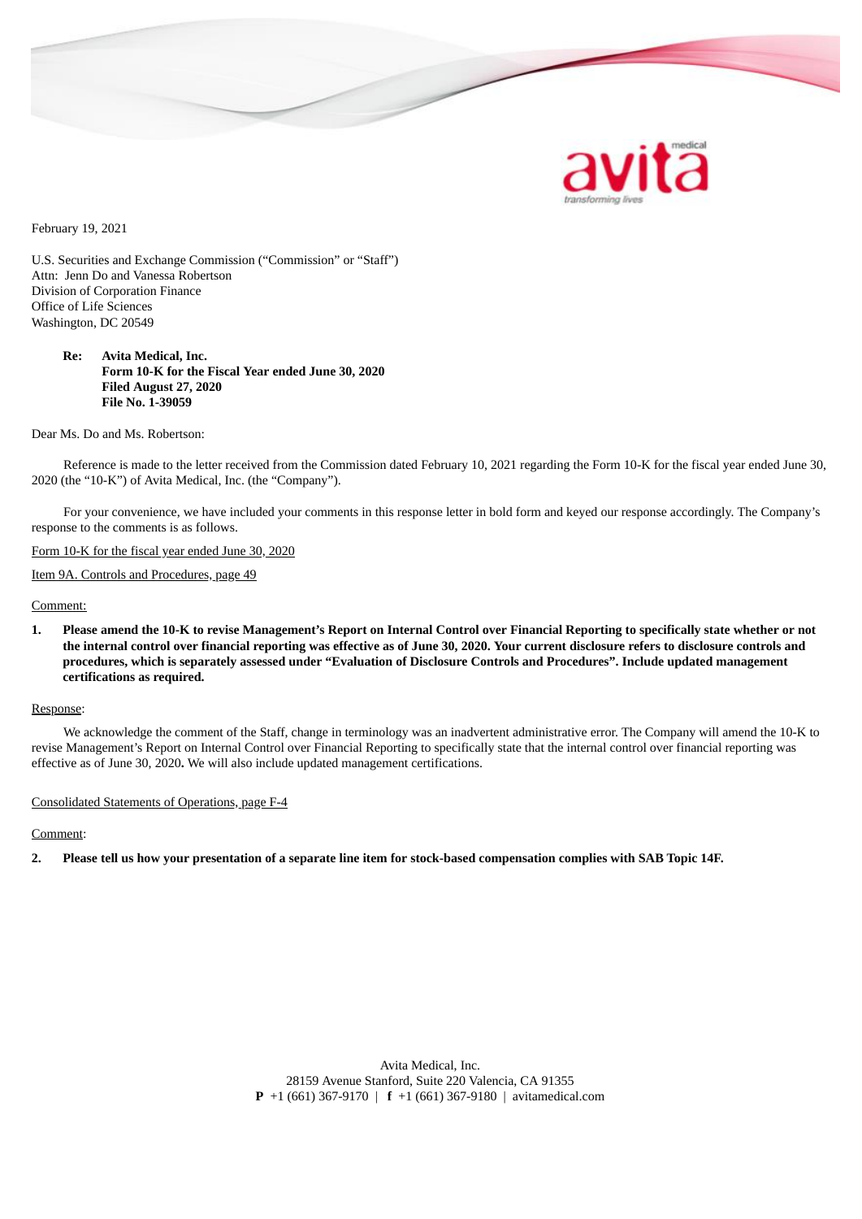February 19, 2021

U.S. Securities and Exchange Commission ("Commission" or "Staff")
Attn: Jenn Do and Vanessa Robertson
Division of Corporation Finance
Office of Life Sciences
Washington, DC 20549

**Re: Avita Medical, Inc.**
**Form 10-K for the Fiscal Year ended June 30, 2020**
**Filed August 27, 2020**
**File No. 1-39059**

Dear Ms. Do and Ms. Robertson:

Reference is made to the letter received from the Commission dated February 10, 2021 regarding the Form 10-K for the fiscal year ended June 30, 2020 (the "10-K") of Avita Medical, Inc. (the "Company").

For your convenience, we have included your comments in this response letter in bold form and keyed our response accordingly. The Company's response to the comments is as follows.

<u>Form 10-K for the fiscal year ended June 30, 2020</u>

<u>Item 9A. Controls and Procedures, page 49</u>

<u>Comment:</u>

**1. Please amend the 10-K to revise Management's Report on Internal Control over Financial Reporting to specifically state whether or not the internal control over financial reporting was effective as of June 30, 2020. Your current disclosure refers to disclosure controls and procedures, which is separately assessed under "Evaluation of Disclosure Controls and Procedures". Include updated management certifications as required.**

<u>Response</u>:

We acknowledge the comment of the Staff, change in terminology was an inadvertent administrative error. The Company will amend the 10-K to revise Management's Report on Internal Control over Financial Reporting to specifically state that the internal control over financial reporting was effective as of June 30, 2020**.** We will also include updated management certifications.

<u>Consolidated Statements of Operations, page F-4</u>

<u>Comment</u>:

**2. Please tell us how your presentation of a separate line item for stock-based compensation complies with SAB Topic 14F.**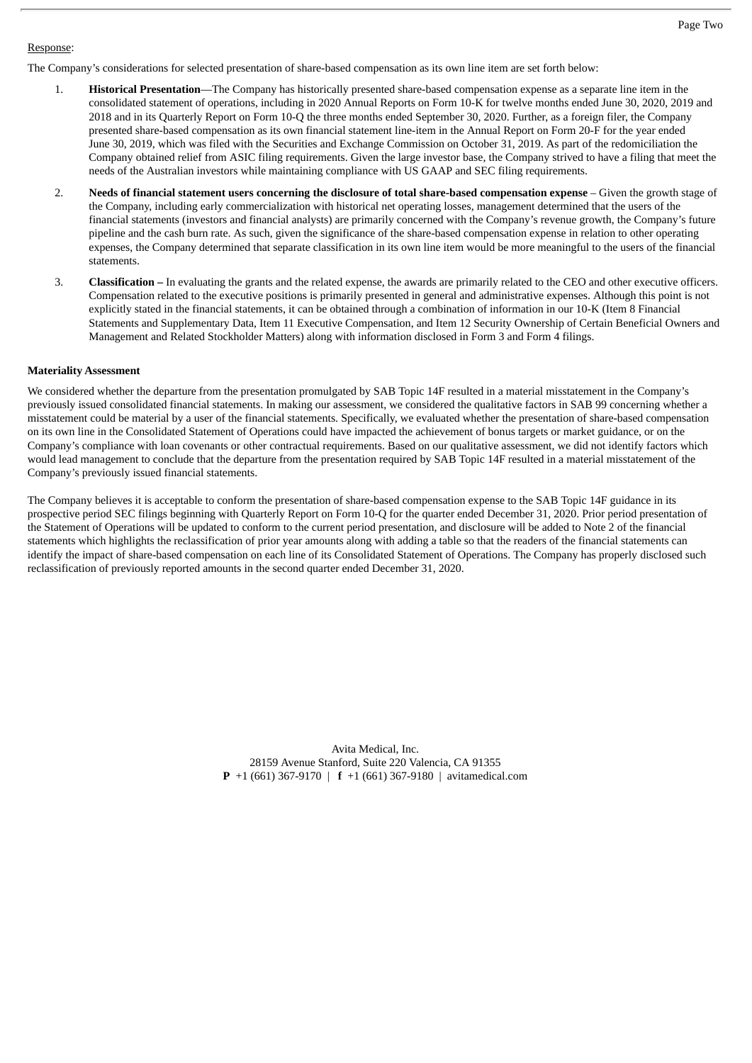Response:

The Company's considerations for selected presentation of share-based compensation as its own line item are set forth below:

1. **Historical Presentation**—The Company has historically presented share-based compensation expense as a separate line item in the consolidated statement of operations, including in 2020 Annual Reports on Form 10-K for twelve months ended June 30, 2020, 2019 and 2018 and in its Quarterly Report on Form 10-Q the three months ended September 30, 2020. Further, as a foreign filer, the Company presented share-based compensation as its own financial statement line-item in the Annual Report on Form 20-F for the year ended June 30, 2019, which was filed with the Securities and Exchange Commission on October 31, 2019. As part of the redomiciliation the Company obtained relief from ASIC filing requirements. Given the large investor base, the Company strived to have a filing that meet the needs of the Australian investors while maintaining compliance with US GAAP and SEC filing requirements.

2. **Needs of financial statement users concerning the disclosure of total share-based compensation expense** – Given the growth stage of the Company, including early commercialization with historical net operating losses, management determined that the users of the financial statements (investors and financial analysts) are primarily concerned with the Company's revenue growth, the Company's future pipeline and the cash burn rate. As such, given the significance of the share-based compensation expense in relation to other operating expenses, the Company determined that separate classification in its own line item would be more meaningful to the users of the financial statements.

3. **Classification –** In evaluating the grants and the related expense, the awards are primarily related to the CEO and other executive officers. Compensation related to the executive positions is primarily presented in general and administrative expenses. Although this point is not explicitly stated in the financial statements, it can be obtained through a combination of information in our 10-K (Item 8 Financial Statements and Supplementary Data, Item 11 Executive Compensation, and Item 12 Security Ownership of Certain Beneficial Owners and Management and Related Stockholder Matters) along with information disclosed in Form 3 and Form 4 filings.

**Materiality Assessment**

We considered whether the departure from the presentation promulgated by SAB Topic 14F resulted in a material misstatement in the Company's previously issued consolidated financial statements. In making our assessment, we considered the qualitative factors in SAB 99 concerning whether a misstatement could be material by a user of the financial statements. Specifically, we evaluated whether the presentation of share-based compensation on its own line in the Consolidated Statement of Operations could have impacted the achievement of bonus targets or market guidance, or on the Company's compliance with loan covenants or other contractual requirements. Based on our qualitative assessment, we did not identify factors which would lead management to conclude that the departure from the presentation required by SAB Topic 14F resulted in a material misstatement of the Company's previously issued financial statements.

The Company believes it is acceptable to conform the presentation of share-based compensation expense to the SAB Topic 14F guidance in its prospective period SEC filings beginning with Quarterly Report on Form 10-Q for the quarter ended December 31, 2020. Prior period presentation of the Statement of Operations will be updated to conform to the current period presentation, and disclosure will be added to Note 2 of the financial statements which highlights the reclassification of prior year amounts along with adding a table so that the readers of the financial statements can identify the impact of share-based compensation on each line of its Consolidated Statement of Operations. The Company has properly disclosed such reclassification of previously reported amounts in the second quarter ended December 31, 2020.

Avita Medical, Inc.
28159 Avenue Stanford, Suite 220 Valencia, CA 91355
**P** +1 (661) 367-9170 | **f** +1 (661) 367-9180 | avitamedical.com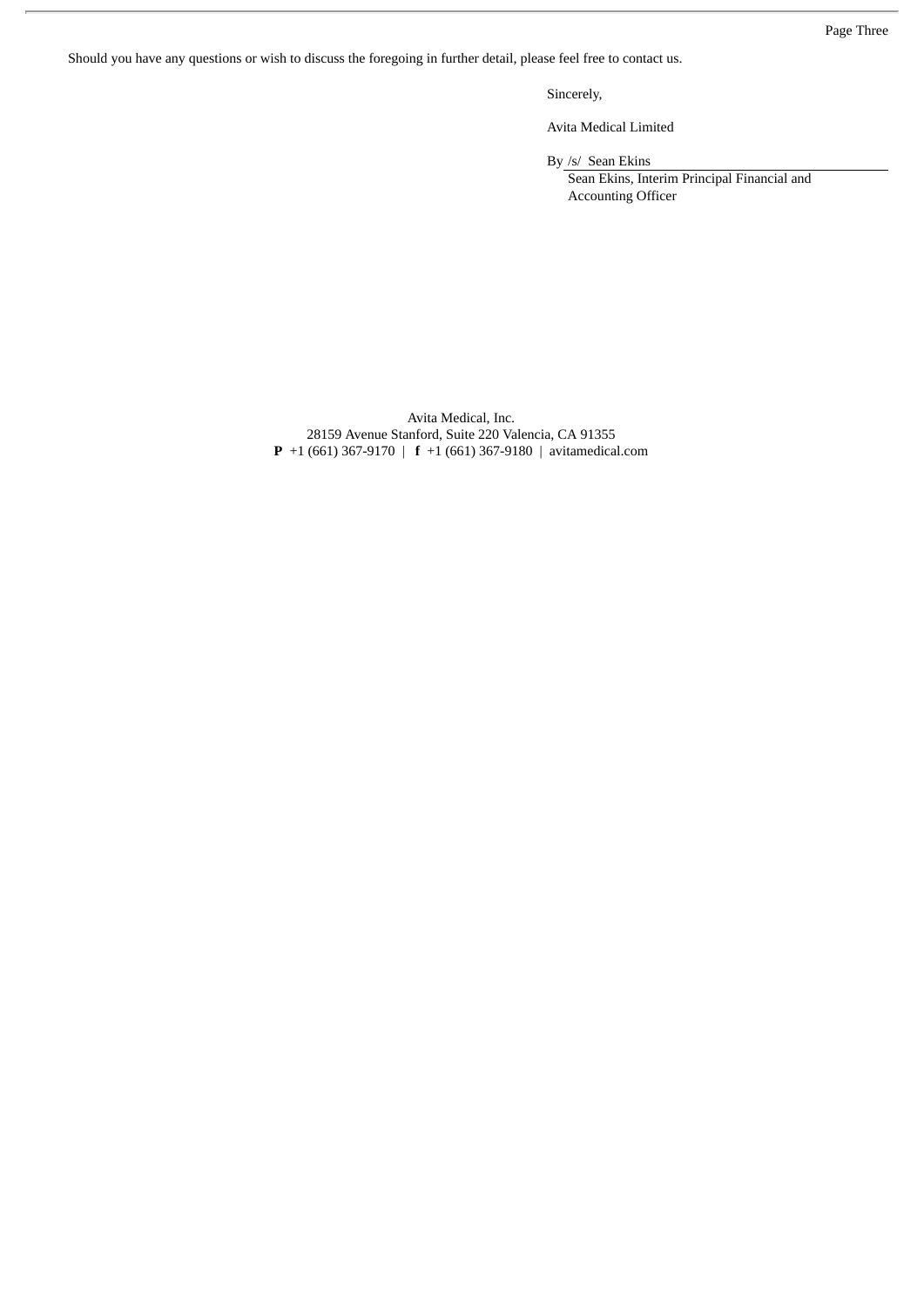Should you have any questions or wish to discuss the foregoing in further detail, please feel free to contact us.

Sincerely,

Avita Medical Limited

By /s/ Sean Ekins
Sean Ekins, Interim Principal Financial and Accounting Officer

Avita Medical, Inc.
28159 Avenue Stanford, Suite 220 Valencia, CA 91355
**P** +1 (661) 367-9170 | **f** +1 (661) 367-9180 | avitamedical.com